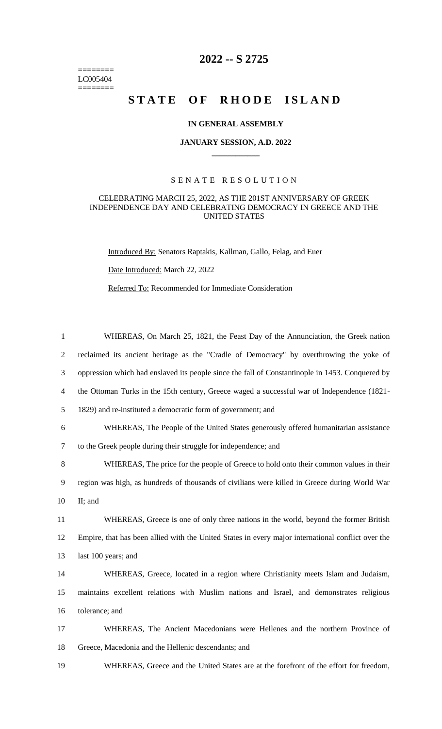# 2022 -- S 2725

========
LC005404
========

# STATE OF RHODE ISLAND

### IN GENERAL ASSEMBLY

### JANUARY SESSION, A.D. 2022

## SENATE RESOLUTION

CELEBRATING MARCH 25, 2022, AS THE 201ST ANNIVERSARY OF GREEK INDEPENDENCE DAY AND CELEBRATING DEMOCRACY IN GREECE AND THE UNITED STATES

Introduced By: Senators Raptakis, Kallman, Gallo, Felag, and Euer

Date Introduced: March 22, 2022

Referred To: Recommended for Immediate Consideration

1 WHEREAS, On March 25, 1821, the Feast Day of the Annunciation, the Greek nation
2 reclaimed its ancient heritage as the "Cradle of Democracy" by overthrowing the yoke of
3 oppression which had enslaved its people since the fall of Constantinople in 1453. Conquered by
4 the Ottoman Turks in the 15th century, Greece waged a successful war of Independence (1821-
5 1829) and re-instituted a democratic form of government; and

6 WHEREAS, The People of the United States generously offered humanitarian assistance
7 to the Greek people during their struggle for independence; and

8 WHEREAS, The price for the people of Greece to hold onto their common values in their
9 region was high, as hundreds of thousands of civilians were killed in Greece during World War
10 II; and

11 WHEREAS, Greece is one of only three nations in the world, beyond the former British
12 Empire, that has been allied with the United States in every major international conflict over the
13 last 100 years; and

14 WHEREAS, Greece, located in a region where Christianity meets Islam and Judaism,
15 maintains excellent relations with Muslim nations and Israel, and demonstrates religious
16 tolerance; and

17 WHEREAS, The Ancient Macedonians were Hellenes and the northern Province of
18 Greece, Macedonia and the Hellenic descendants; and

19 WHEREAS, Greece and the United States are at the forefront of the effort for freedom,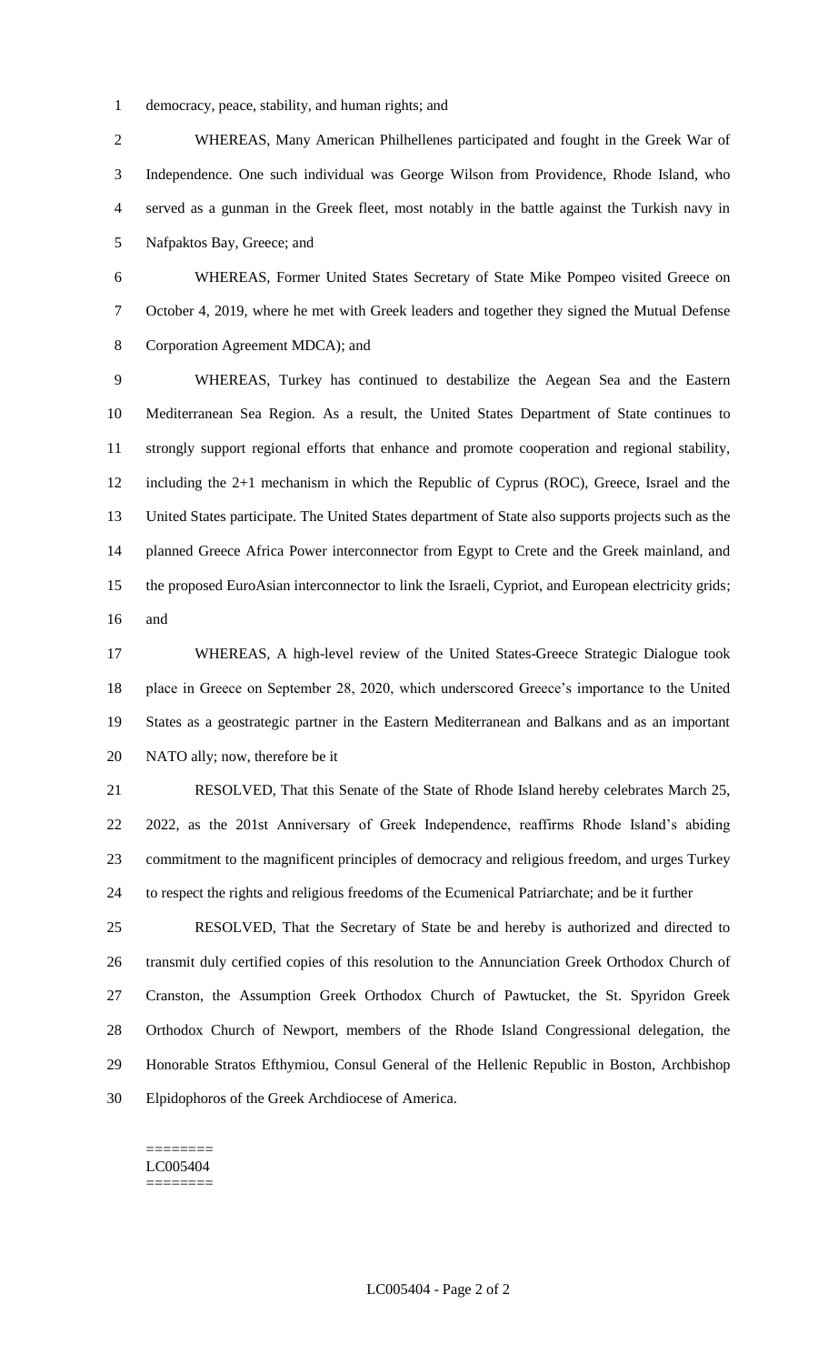democracy, peace, stability, and human rights; and

WHEREAS, Many American Philhellenes participated and fought in the Greek War of Independence. One such individual was George Wilson from Providence, Rhode Island, who served as a gunman in the Greek fleet, most notably in the battle against the Turkish navy in Nafpaktos Bay, Greece; and

WHEREAS, Former United States Secretary of State Mike Pompeo visited Greece on October 4, 2019, where he met with Greek leaders and together they signed the Mutual Defense Corporation Agreement MDCA); and

WHEREAS, Turkey has continued to destabilize the Aegean Sea and the Eastern Mediterranean Sea Region. As a result, the United States Department of State continues to strongly support regional efforts that enhance and promote cooperation and regional stability, including the 2+1 mechanism in which the Republic of Cyprus (ROC), Greece, Israel and the United States participate. The United States department of State also supports projects such as the planned Greece Africa Power interconnector from Egypt to Crete and the Greek mainland, and the proposed EuroAsian interconnector to link the Israeli, Cypriot, and European electricity grids; and

WHEREAS, A high-level review of the United States-Greece Strategic Dialogue took place in Greece on September 28, 2020, which underscored Greece's importance to the United States as a geostrategic partner in the Eastern Mediterranean and Balkans and as an important NATO ally; now, therefore be it

RESOLVED, That this Senate of the State of Rhode Island hereby celebrates March 25, 2022, as the 201st Anniversary of Greek Independence, reaffirms Rhode Island's abiding commitment to the magnificent principles of democracy and religious freedom, and urges Turkey to respect the rights and religious freedoms of the Ecumenical Patriarchate; and be it further

RESOLVED, That the Secretary of State be and hereby is authorized and directed to transmit duly certified copies of this resolution to the Annunciation Greek Orthodox Church of Cranston, the Assumption Greek Orthodox Church of Pawtucket, the St. Spyridon Greek Orthodox Church of Newport, members of the Rhode Island Congressional delegation, the Honorable Stratos Efthymiou, Consul General of the Hellenic Republic in Boston, Archbishop Elpidophoros of the Greek Archdiocese of America.

========
LC005404
========